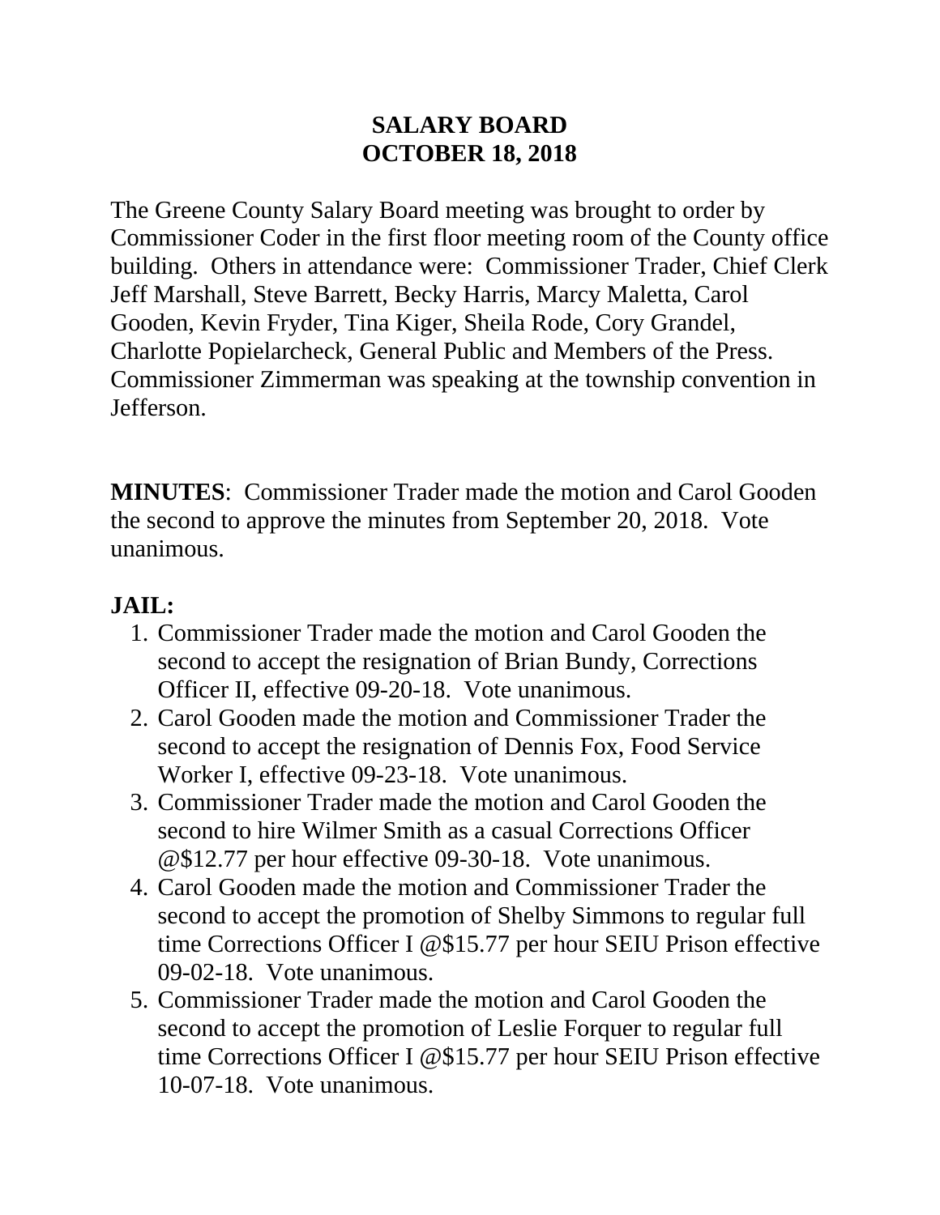# SALARY BOARD
# OCTOBER 18, 2018

The Greene County Salary Board meeting was brought to order by Commissioner Coder in the first floor meeting room of the County office building. Others in attendance were: Commissioner Trader, Chief Clerk Jeff Marshall, Steve Barrett, Becky Harris, Marcy Maletta, Carol Gooden, Kevin Fryder, Tina Kiger, Sheila Rode, Cory Grandel, Charlotte Popielarcheck, General Public and Members of the Press. Commissioner Zimmerman was speaking at the township convention in Jefferson.

**MINUTES**: Commissioner Trader made the motion and Carol Gooden the second to approve the minutes from September 20, 2018. Vote unanimous.

**JAIL:**

1. Commissioner Trader made the motion and Carol Gooden the second to accept the resignation of Brian Bundy, Corrections Officer II, effective 09-20-18. Vote unanimous.
2. Carol Gooden made the motion and Commissioner Trader the second to accept the resignation of Dennis Fox, Food Service Worker I, effective 09-23-18. Vote unanimous.
3. Commissioner Trader made the motion and Carol Gooden the second to hire Wilmer Smith as a casual Corrections Officer @$12.77 per hour effective 09-30-18. Vote unanimous.
4. Carol Gooden made the motion and Commissioner Trader the second to accept the promotion of Shelby Simmons to regular full time Corrections Officer I @$15.77 per hour SEIU Prison effective 09-02-18. Vote unanimous.
5. Commissioner Trader made the motion and Carol Gooden the second to accept the promotion of Leslie Forquer to regular full time Corrections Officer I @$15.77 per hour SEIU Prison effective 10-07-18. Vote unanimous.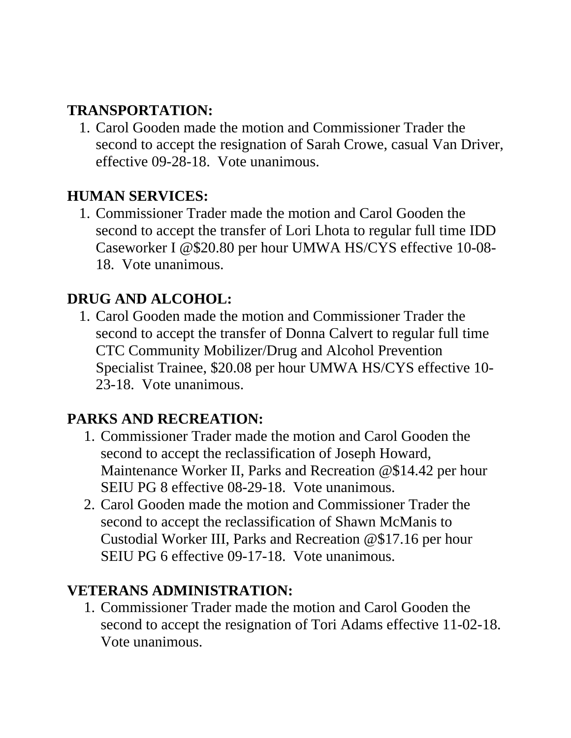**TRANSPORTATION:**

1. Carol Gooden made the motion and Commissioner Trader the second to accept the resignation of Sarah Crowe, casual Van Driver, effective 09-28-18. Vote unanimous.

**HUMAN SERVICES:**

1. Commissioner Trader made the motion and Carol Gooden the second to accept the transfer of Lori Lhota to regular full time IDD Caseworker I @$20.80 per hour UMWA HS/CYS effective 10-08-18. Vote unanimous.

**DRUG AND ALCOHOL:**

1. Carol Gooden made the motion and Commissioner Trader the second to accept the transfer of Donna Calvert to regular full time CTC Community Mobilizer/Drug and Alcohol Prevention Specialist Trainee, $20.08 per hour UMWA HS/CYS effective 10-23-18. Vote unanimous.

**PARKS AND RECREATION:**

1. Commissioner Trader made the motion and Carol Gooden the second to accept the reclassification of Joseph Howard, Maintenance Worker II, Parks and Recreation @$14.42 per hour SEIU PG 8 effective 08-29-18. Vote unanimous.
2. Carol Gooden made the motion and Commissioner Trader the second to accept the reclassification of Shawn McManis to Custodial Worker III, Parks and Recreation @$17.16 per hour SEIU PG 6 effective 09-17-18. Vote unanimous.

**VETERANS ADMINISTRATION:**

1. Commissioner Trader made the motion and Carol Gooden the second to accept the resignation of Tori Adams effective 11-02-18. Vote unanimous.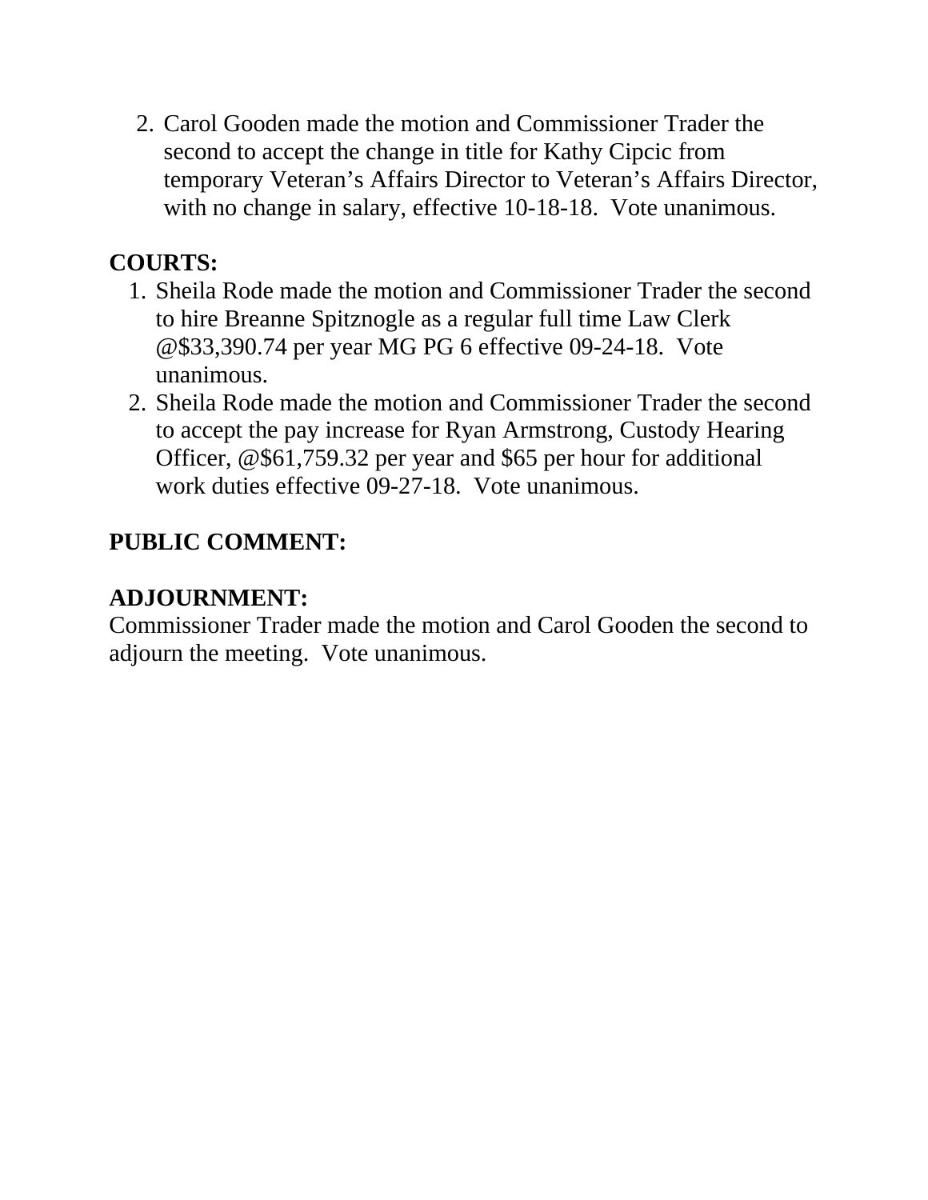2. Carol Gooden made the motion and Commissioner Trader the second to accept the change in title for Kathy Cipcic from temporary Veteran's Affairs Director to Veteran's Affairs Director, with no change in salary, effective 10-18-18. Vote unanimous.

**COURTS:**

1. Sheila Rode made the motion and Commissioner Trader the second to hire Breanne Spitznogle as a regular full time Law Clerk @$33,390.74 per year MG PG 6 effective 09-24-18. Vote unanimous.
2. Sheila Rode made the motion and Commissioner Trader the second to accept the pay increase for Ryan Armstrong, Custody Hearing Officer, @$61,759.32 per year and $65 per hour for additional work duties effective 09-27-18. Vote unanimous.

**PUBLIC COMMENT:**

**ADJOURNMENT:**

Commissioner Trader made the motion and Carol Gooden the second to adjourn the meeting. Vote unanimous.